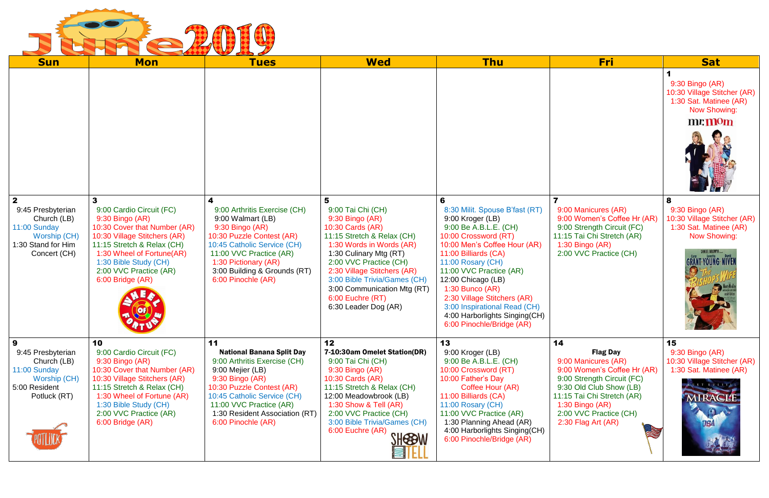# June 2019

| Sun | Mon | Tues | Wed | Thu | Fri | Sat |
|---|---|---|---|---|---|---|
| | | | | | | **1**<br>9:30 Bingo (AR)<br>10:30 Village Stitcher (AR)<br>1:30 Sat. Matinee (AR)<br>Now Showing:<br>mr. mom |
| **2**<br>9:45 Presbyterian Church (LB)<br>11:00 Sunday Worship (CH)<br>1:30 Stand for Him Concert (CH) | **3**<br>9:00 Cardio Circuit (FC)<br>9:30 Bingo (AR)<br>10:30 Cover that Number (AR)<br>10:30 Village Stitchers (AR)<br>11:15 Stretch & Relax (CH)<br>1:30 Wheel of Fortune(AR)<br>1:30 Bible Study (CH)<br>2:00 VVC Practice (AR)<br>6:00 Bridge (AR) | **4**<br>9:00 Arthritis Exercise (CH)<br>9:00 Walmart (LB)<br>9:30 Bingo (AR)<br>10:30 Puzzle Contest (AR)<br>10:45 Catholic Service (CH)<br>11:00 VVC Practice (AR)<br>1:30 Pictionary (AR)<br>3:00 Building & Grounds (RT)<br>6:00 Pinochle (AR) | **5**<br>9:00 Tai Chi (CH)<br>9:30 Bingo (AR)<br>10:30 Cards (AR)<br>11:15 Stretch & Relax (CH)<br>1:30 Words in Words (AR)<br>1:30 Culinary Mtg (RT)<br>2:00 VVC Practice (CH)<br>2:30 Village Stitchers (AR)<br>3:00 Bible Trivia/Games (CH)<br>3:00 Communication Mtg (RT)<br>6:00 Euchre (RT)<br>6:30 Leader Dog (AR) | **6**<br>8:30 Milit. Spouse B'fast (RT)<br>9:00 Kroger (LB)<br>9:00 Be A.B.L.E. (CH)<br>10:00 Crossword (RT)<br>10:00 Men's Coffee Hour (AR)<br>11:00 Billiards (CA)<br>11:00 Rosary (CH)<br>11:00 VVC Practice (AR)<br>12:00 Chicago (LB)<br>1:30 Bunco (AR)<br>2:30 Village Stitchers (AR)<br>3:00 Inspirational Read (CH)<br>4:00 Harborlights Singing(CH)<br>6:00 Pinochle/Bridge (AR) | **7**<br>9:00 Manicures (AR)<br>9:00 Women's Coffee Hr (AR)<br>9:00 Strength Circuit (FC)<br>11:15 Tai Chi Stretch (AR)<br>1:30 Bingo (AR)<br>2:00 VVC Practice (CH) | **8**<br>9:30 Bingo (AR)<br>10:30 Village Stitcher (AR)<br>1:30 Sat. Matinee (AR)<br>Now Showing:<br>The Bishop's Wife |
| **9**<br>9:45 Presbyterian Church (LB)<br>11:00 Sunday Worship (CH)<br>5:00 Resident Potluck (RT) | **10**<br>9:00 Cardio Circuit (FC)<br>9:30 Bingo (AR)<br>10:30 Cover that Number (AR)<br>10:30 Village Stitchers (AR)<br>11:15 Stretch & Relax (CH)<br>1:30 Wheel of Fortune (AR)<br>1:30 Bible Study (CH)<br>2:00 VVC Practice (AR)<br>6:00 Bridge (AR) | **11**<br>**National Banana Split Day**<br>9:00 Arthritis Exercise (CH)<br>9:00 Mejier (LB)<br>9:30 Bingo (AR)<br>10:30 Puzzle Contest (AR)<br>10:45 Catholic Service (CH)<br>11:00 VVC Practice (AR)<br>1:30 Resident Association (RT)<br>6:00 Pinochle (AR) | **12**<br>**7-10:30am Omelet Station(DR)**<br>9:00 Tai Chi (CH)<br>9:30 Bingo (AR)<br>10:30 Cards (AR)<br>11:15 Stretch & Relax (CH)<br>12:00 Meadowbrook (LB)<br>1:30 Show & Tell (AR)<br>2:00 VVC Practice (CH)<br>3:00 Bible Trivia/Games (CH)<br>6:00 Euchre (AR) | **13**<br>9:00 Kroger (LB)<br>9:00 Be A.B.L.E. (CH)<br>10:00 Crossword (RT)<br>10:00 Father's Day Coffee Hour (AR)<br>11:00 Billiards (CA)<br>11:00 Rosary (CH)<br>11:00 VVC Practice (AR)<br>1:30 Planning Ahead (AR)<br>4:00 Harborlights Singing(CH)<br>6:00 Pinochle/Bridge (AR) | **14**<br>**Flag Day**<br>9:00 Manicures (AR)<br>9:00 Women's Coffee Hr (AR)<br>9:00 Strength Circuit (FC)<br>9:30 Old Club Show (LB)<br>11:15 Tai Chi Stretch (AR)<br>1:30 Bingo (AR)<br>2:00 VVC Practice (CH)<br>2:30 Flag Art (AR) | **15**<br>9:30 Bingo (AR)<br>10:30 Village Stitcher (AR)<br>1:30 Sat. Matinee (AR)<br>Miracle |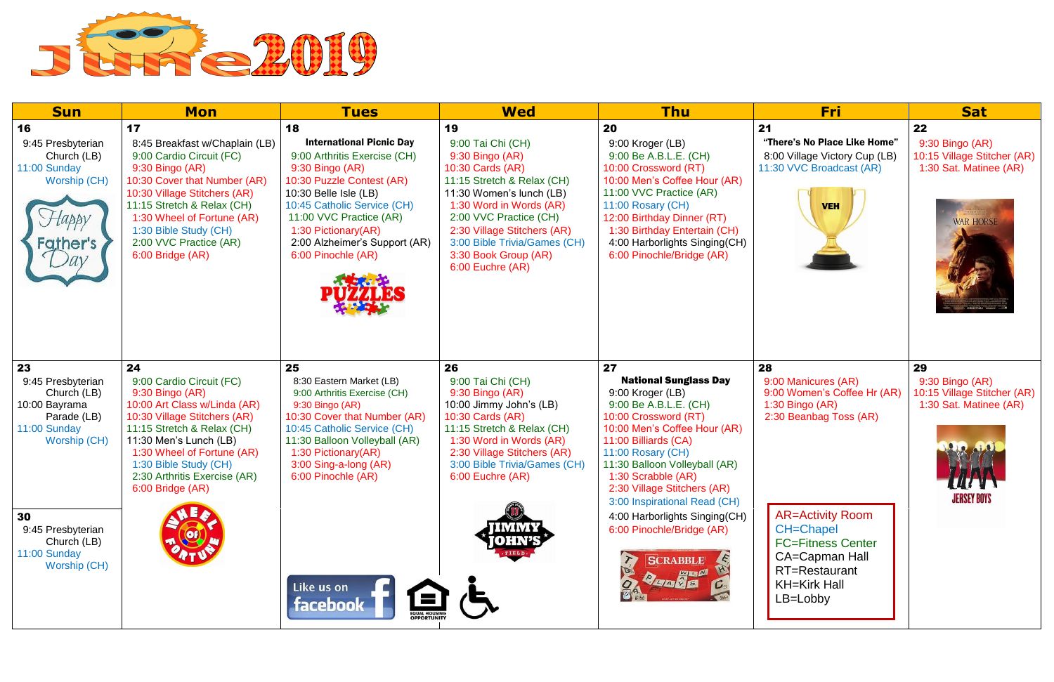# June 2019

| Sun | Mon | Tues | Wed | Thu | Fri | Sat |
|---|---|---|---|---|---|---|
| **16**<br>9:45 Presbyterian Church (LB)<br>11:00 Sunday Worship (CH)<br>Happy Father's Day | **17**<br>8:45 Breakfast w/Chaplain (LB)<br>9:00 Cardio Circuit (FC)<br>9:30 Bingo (AR)<br>10:30 Cover that Number (AR)<br>10:30 Village Stitchers (AR)<br>11:15 Stretch & Relax (CH)<br>1:30 Wheel of Fortune (AR)<br>1:30 Bible Study (CH)<br>2:00 VVC Practice (AR)<br>6:00 Bridge (AR) | **18**<br>**International Picnic Day**<br>9:00 Arthritis Exercise (CH)<br>9:30 Bingo (AR)<br>10:30 Puzzle Contest (AR)<br>10:30 Belle Isle (LB)<br>10:45 Catholic Service (CH)<br>11:00 VVC Practice (AR)<br>1:30 Pictionary(AR)<br>2:00 Alzheimer's Support (AR)<br>6:00 Pinochle (AR)<br>PUZZLES | **19**<br>9:00 Tai Chi (CH)<br>9:30 Bingo (AR)<br>10:30 Cards (AR)<br>11:15 Stretch & Relax (CH)<br>11:30 Women's lunch (LB)<br>1:30 Word in Words (AR)<br>2:00 VVC Practice (CH)<br>2:30 Village Stitchers (AR)<br>3:00 Bible Trivia/Games (CH)<br>3:30 Book Group (AR)<br>6:00 Euchre (AR) | **20**<br>9:00 Kroger (LB)<br>9:00 Be A.B.L.E. (CH)<br>10:00 Crossword (RT)<br>10:00 Men's Coffee Hour (AR)<br>11:00 VVC Practice (AR)<br>11:00 Rosary (CH)<br>12:00 Birthday Dinner (RT)<br>1:30 Birthday Entertain (CH)<br>4:00 Harborlights Singing(CH)<br>6:00 Pinochle/Bridge (AR) | **21**<br>**"There's No Place Like Home"**<br>8:00 Village Victory Cup (LB)<br>11:30 VVC Broadcast (AR)<br>VEH | **22**<br>9:30 Bingo (AR)<br>10:15 Village Stitcher (AR)<br>1:30 Sat. Matinee (AR)<br>WAR HORSE |
| **23**<br>9:45 Presbyterian Church (LB)<br>10:00 Bayrama Parade (LB)<br>11:00 Sunday Worship (CH)<br><br>**30**<br>9:45 Presbyterian Church (LB)<br>11:00 Sunday Worship (CH) | **24**<br>9:00 Cardio Circuit (FC)<br>9:30 Bingo (AR)<br>10:00 Art Class w/Linda (AR)<br>10:30 Village Stitchers (AR)<br>11:15 Stretch & Relax (CH)<br>11:30 Men's Lunch (LB)<br>1:30 Wheel of Fortune (AR)<br>1:30 Bible Study (CH)<br>2:30 Arthritis Exercise (AR)<br>6:00 Bridge (AR)<br>WHEEL of FORTUNE | **25**<br>8:30 Eastern Market (LB)<br>9:00 Arthritis Exercise (CH)<br>9:30 Bingo (AR)<br>10:30 Cover that Number (AR)<br>10:45 Catholic Service (CH)<br>11:30 Balloon Volleyball (AR)<br>1:30 Pictionary(AR)<br>3:00 Sing-a-long (AR)<br>6:00 Pinochle (AR)<br>Like us on facebook | **26**<br>9:00 Tai Chi (CH)<br>9:30 Bingo (AR)<br>10:00 Jimmy John's (LB)<br>10:30 Cards (AR)<br>11:15 Stretch & Relax (CH)<br>1:30 Word in Words (AR)<br>2:30 Village Stitchers (AR)<br>3:00 Bible Trivia/Games (CH)<br>6:00 Euchre (AR)<br>JIMMY JOHN'S FIELD | **27**<br>**National Sunglass Day**<br>9:00 Kroger (LB)<br>9:00 Be A.B.L.E. (CH)<br>10:00 Crossword (RT)<br>10:00 Men's Coffee Hour (AR)<br>11:00 Billiards (CA)<br>11:00 Rosary (CH)<br>11:30 Balloon Volleyball (AR)<br>1:30 Scrabble (AR)<br>2:30 Village Stitchers (AR)<br>3:00 Inspirational Read (CH)<br>4:00 Harborlights Singing(CH)<br>6:00 Pinochle/Bridge (AR)<br>SCRABBLE | **28**<br>9:00 Manicures (AR)<br>9:00 Women's Coffee Hr (AR)<br>1:30 Bingo (AR)<br>2:30 Beanbag Toss (AR)<br><br>AR=Activity Room<br>CH=Chapel<br>FC=Fitness Center<br>CA=Capman Hall<br>RT=Restaurant<br>KH=Kirk Hall<br>LB=Lobby | **29**<br>9:30 Bingo (AR)<br>10:15 Village Stitcher (AR)<br>1:30 Sat. Matinee (AR)<br>JERSEY BOYS |

EQUAL HOUSING OPPORTUNITY